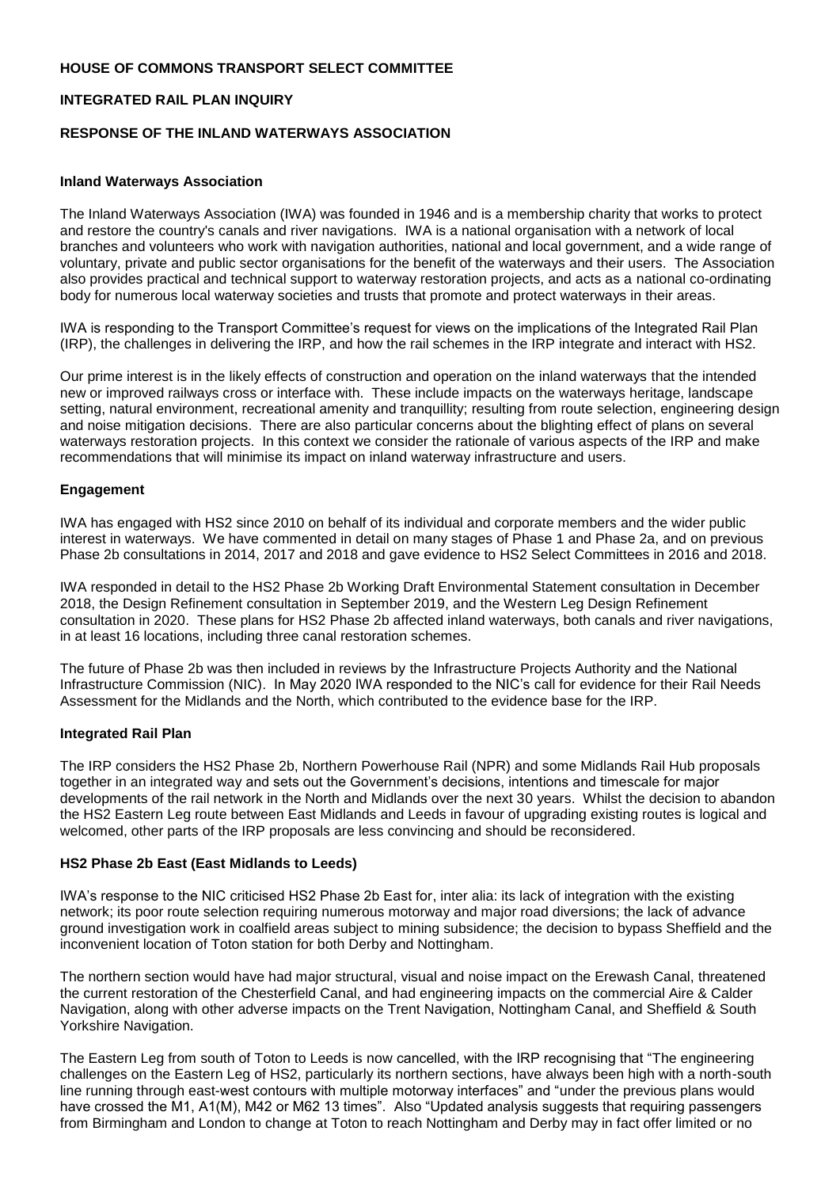# HOUSE OF COMMONS TRANSPORT SELECT COMMITTEE

## INTEGRATED RAIL PLAN INQUIRY

## RESPONSE OF THE INLAND WATERWAYS ASSOCIATION

### Inland Waterways Association

The Inland Waterways Association (IWA) was founded in 1946 and is a membership charity that works to protect and restore the country's canals and river navigations. IWA is a national organisation with a network of local branches and volunteers who work with navigation authorities, national and local government, and a wide range of voluntary, private and public sector organisations for the benefit of the waterways and their users. The Association also provides practical and technical support to waterway restoration projects, and acts as a national co-ordinating body for numerous local waterway societies and trusts that promote and protect waterways in their areas.

IWA is responding to the Transport Committee's request for views on the implications of the Integrated Rail Plan (IRP), the challenges in delivering the IRP, and how the rail schemes in the IRP integrate and interact with HS2.

Our prime interest is in the likely effects of construction and operation on the inland waterways that the intended new or improved railways cross or interface with. These include impacts on the waterways heritage, landscape setting, natural environment, recreational amenity and tranquillity; resulting from route selection, engineering design and noise mitigation decisions. There are also particular concerns about the blighting effect of plans on several waterways restoration projects. In this context we consider the rationale of various aspects of the IRP and make recommendations that will minimise its impact on inland waterway infrastructure and users.

### Engagement

IWA has engaged with HS2 since 2010 on behalf of its individual and corporate members and the wider public interest in waterways. We have commented in detail on many stages of Phase 1 and Phase 2a, and on previous Phase 2b consultations in 2014, 2017 and 2018 and gave evidence to HS2 Select Committees in 2016 and 2018.

IWA responded in detail to the HS2 Phase 2b Working Draft Environmental Statement consultation in December 2018, the Design Refinement consultation in September 2019, and the Western Leg Design Refinement consultation in 2020. These plans for HS2 Phase 2b affected inland waterways, both canals and river navigations, in at least 16 locations, including three canal restoration schemes.

The future of Phase 2b was then included in reviews by the Infrastructure Projects Authority and the National Infrastructure Commission (NIC). In May 2020 IWA responded to the NIC's call for evidence for their Rail Needs Assessment for the Midlands and the North, which contributed to the evidence base for the IRP.

### Integrated Rail Plan

The IRP considers the HS2 Phase 2b, Northern Powerhouse Rail (NPR) and some Midlands Rail Hub proposals together in an integrated way and sets out the Government's decisions, intentions and timescale for major developments of the rail network in the North and Midlands over the next 30 years. Whilst the decision to abandon the HS2 Eastern Leg route between East Midlands and Leeds in favour of upgrading existing routes is logical and welcomed, other parts of the IRP proposals are less convincing and should be reconsidered.

### HS2 Phase 2b East (East Midlands to Leeds)

IWA's response to the NIC criticised HS2 Phase 2b East for, inter alia: its lack of integration with the existing network; its poor route selection requiring numerous motorway and major road diversions; the lack of advance ground investigation work in coalfield areas subject to mining subsidence; the decision to bypass Sheffield and the inconvenient location of Toton station for both Derby and Nottingham.

The northern section would have had major structural, visual and noise impact on the Erewash Canal, threatened the current restoration of the Chesterfield Canal, and had engineering impacts on the commercial Aire & Calder Navigation, along with other adverse impacts on the Trent Navigation, Nottingham Canal, and Sheffield & South Yorkshire Navigation.

The Eastern Leg from south of Toton to Leeds is now cancelled, with the IRP recognising that "The engineering challenges on the Eastern Leg of HS2, particularly its northern sections, have always been high with a north-south line running through east-west contours with multiple motorway interfaces" and "under the previous plans would have crossed the M1, A1(M), M42 or M62 13 times". Also "Updated analysis suggests that requiring passengers from Birmingham and London to change at Toton to reach Nottingham and Derby may in fact offer limited or no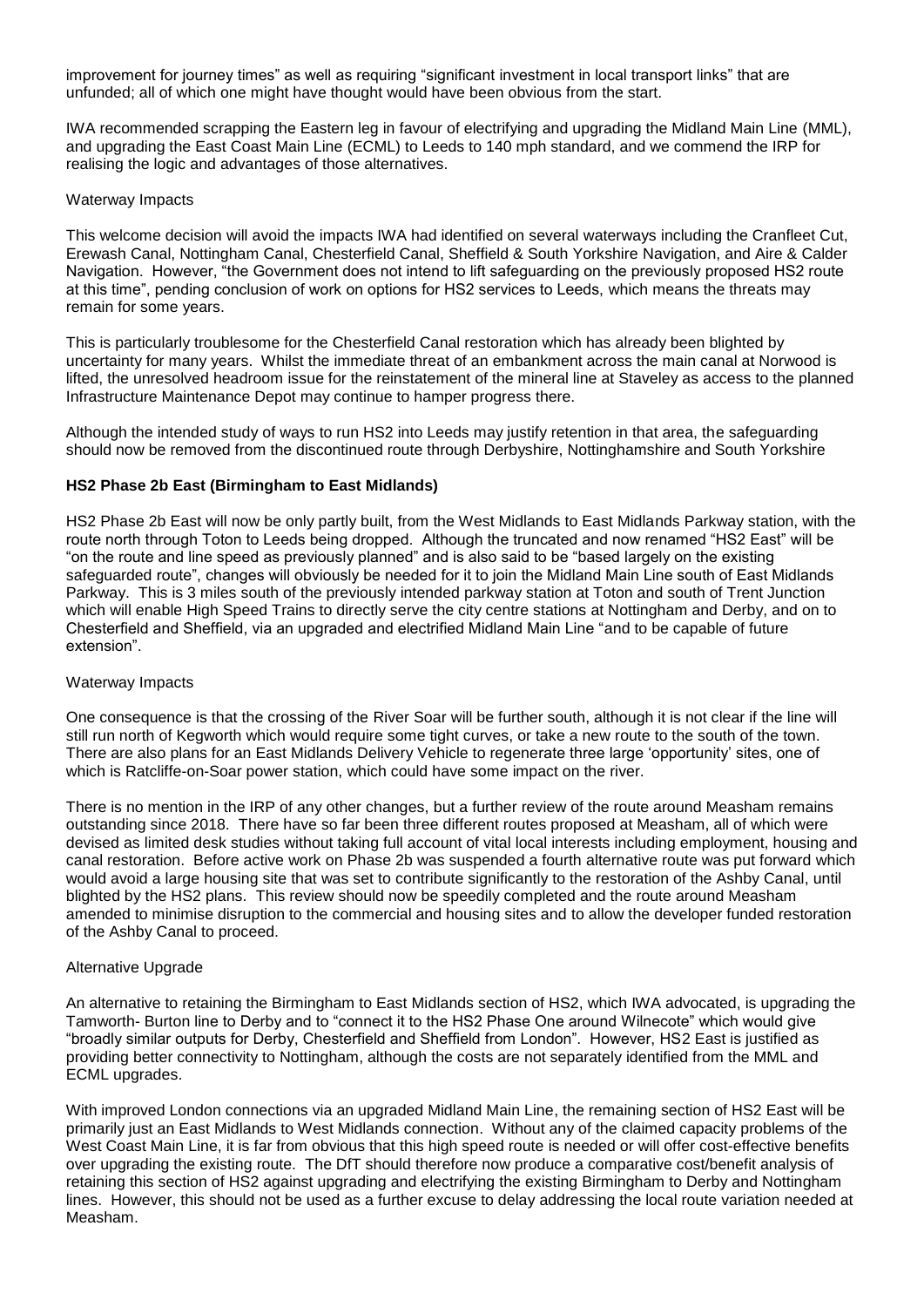improvement for journey times" as well as requiring "significant investment in local transport links" that are unfunded; all of which one might have thought would have been obvious from the start.

IWA recommended scrapping the Eastern leg in favour of electrifying and upgrading the Midland Main Line (MML), and upgrading the East Coast Main Line (ECML) to Leeds to 140 mph standard, and we commend the IRP for realising the logic and advantages of those alternatives.

Waterway Impacts

This welcome decision will avoid the impacts IWA had identified on several waterways including the Cranfleet Cut, Erewash Canal, Nottingham Canal, Chesterfield Canal, Sheffield & South Yorkshire Navigation, and Aire & Calder Navigation. However, "the Government does not intend to lift safeguarding on the previously proposed HS2 route at this time", pending conclusion of work on options for HS2 services to Leeds, which means the threats may remain for some years.

This is particularly troublesome for the Chesterfield Canal restoration which has already been blighted by uncertainty for many years. Whilst the immediate threat of an embankment across the main canal at Norwood is lifted, the unresolved headroom issue for the reinstatement of the mineral line at Staveley as access to the planned Infrastructure Maintenance Depot may continue to hamper progress there.

Although the intended study of ways to run HS2 into Leeds may justify retention in that area, the safeguarding should now be removed from the discontinued route through Derbyshire, Nottinghamshire and South Yorkshire

**HS2 Phase 2b East (Birmingham to East Midlands)**

HS2 Phase 2b East will now be only partly built, from the West Midlands to East Midlands Parkway station, with the route north through Toton to Leeds being dropped. Although the truncated and now renamed "HS2 East" will be "on the route and line speed as previously planned" and is also said to be "based largely on the existing safeguarded route", changes will obviously be needed for it to join the Midland Main Line south of East Midlands Parkway. This is 3 miles south of the previously intended parkway station at Toton and south of Trent Junction which will enable High Speed Trains to directly serve the city centre stations at Nottingham and Derby, and on to Chesterfield and Sheffield, via an upgraded and electrified Midland Main Line "and to be capable of future extension".

Waterway Impacts

One consequence is that the crossing of the River Soar will be further south, although it is not clear if the line will still run north of Kegworth which would require some tight curves, or take a new route to the south of the town. There are also plans for an East Midlands Delivery Vehicle to regenerate three large 'opportunity' sites, one of which is Ratcliffe-on-Soar power station, which could have some impact on the river.

There is no mention in the IRP of any other changes, but a further review of the route around Measham remains outstanding since 2018. There have so far been three different routes proposed at Measham, all of which were devised as limited desk studies without taking full account of vital local interests including employment, housing and canal restoration. Before active work on Phase 2b was suspended a fourth alternative route was put forward which would avoid a large housing site that was set to contribute significantly to the restoration of the Ashby Canal, until blighted by the HS2 plans. This review should now be speedily completed and the route around Measham amended to minimise disruption to the commercial and housing sites and to allow the developer funded restoration of the Ashby Canal to proceed.

Alternative Upgrade

An alternative to retaining the Birmingham to East Midlands section of HS2, which IWA advocated, is upgrading the Tamworth- Burton line to Derby and to "connect it to the HS2 Phase One around Wilnecote" which would give "broadly similar outputs for Derby, Chesterfield and Sheffield from London". However, HS2 East is justified as providing better connectivity to Nottingham, although the costs are not separately identified from the MML and ECML upgrades.

With improved London connections via an upgraded Midland Main Line, the remaining section of HS2 East will be primarily just an East Midlands to West Midlands connection. Without any of the claimed capacity problems of the West Coast Main Line, it is far from obvious that this high speed route is needed or will offer cost-effective benefits over upgrading the existing route. The DfT should therefore now produce a comparative cost/benefit analysis of retaining this section of HS2 against upgrading and electrifying the existing Birmingham to Derby and Nottingham lines. However, this should not be used as a further excuse to delay addressing the local route variation needed at Measham.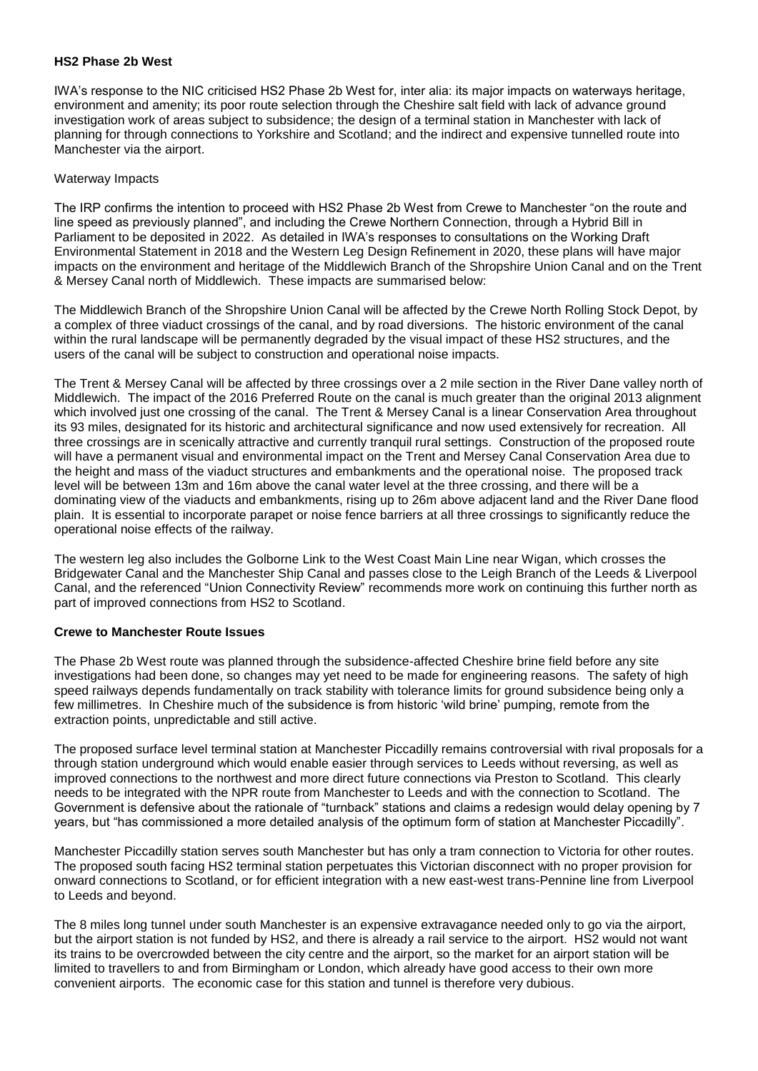**HS2 Phase 2b West**

IWA's response to the NIC criticised HS2 Phase 2b West for, inter alia: its major impacts on waterways heritage, environment and amenity; its poor route selection through the Cheshire salt field with lack of advance ground investigation work of areas subject to subsidence; the design of a terminal station in Manchester with lack of planning for through connections to Yorkshire and Scotland; and the indirect and expensive tunnelled route into Manchester via the airport.

Waterway Impacts

The IRP confirms the intention to proceed with HS2 Phase 2b West from Crewe to Manchester "on the route and line speed as previously planned", and including the Crewe Northern Connection, through a Hybrid Bill in Parliament to be deposited in 2022. As detailed in IWA's responses to consultations on the Working Draft Environmental Statement in 2018 and the Western Leg Design Refinement in 2020, these plans will have major impacts on the environment and heritage of the Middlewich Branch of the Shropshire Union Canal and on the Trent & Mersey Canal north of Middlewich. These impacts are summarised below:

The Middlewich Branch of the Shropshire Union Canal will be affected by the Crewe North Rolling Stock Depot, by a complex of three viaduct crossings of the canal, and by road diversions. The historic environment of the canal within the rural landscape will be permanently degraded by the visual impact of these HS2 structures, and the users of the canal will be subject to construction and operational noise impacts.

The Trent & Mersey Canal will be affected by three crossings over a 2 mile section in the River Dane valley north of Middlewich. The impact of the 2016 Preferred Route on the canal is much greater than the original 2013 alignment which involved just one crossing of the canal. The Trent & Mersey Canal is a linear Conservation Area throughout its 93 miles, designated for its historic and architectural significance and now used extensively for recreation. All three crossings are in scenically attractive and currently tranquil rural settings. Construction of the proposed route will have a permanent visual and environmental impact on the Trent and Mersey Canal Conservation Area due to the height and mass of the viaduct structures and embankments and the operational noise. The proposed track level will be between 13m and 16m above the canal water level at the three crossing, and there will be a dominating view of the viaducts and embankments, rising up to 26m above adjacent land and the River Dane flood plain. It is essential to incorporate parapet or noise fence barriers at all three crossings to significantly reduce the operational noise effects of the railway.

The western leg also includes the Golborne Link to the West Coast Main Line near Wigan, which crosses the Bridgewater Canal and the Manchester Ship Canal and passes close to the Leigh Branch of the Leeds & Liverpool Canal, and the referenced "Union Connectivity Review" recommends more work on continuing this further north as part of improved connections from HS2 to Scotland.

**Crewe to Manchester Route Issues**

The Phase 2b West route was planned through the subsidence-affected Cheshire brine field before any site investigations had been done, so changes may yet need to be made for engineering reasons. The safety of high speed railways depends fundamentally on track stability with tolerance limits for ground subsidence being only a few millimetres. In Cheshire much of the subsidence is from historic 'wild brine' pumping, remote from the extraction points, unpredictable and still active.

The proposed surface level terminal station at Manchester Piccadilly remains controversial with rival proposals for a through station underground which would enable easier through services to Leeds without reversing, as well as improved connections to the northwest and more direct future connections via Preston to Scotland. This clearly needs to be integrated with the NPR route from Manchester to Leeds and with the connection to Scotland. The Government is defensive about the rationale of "turnback" stations and claims a redesign would delay opening by 7 years, but "has commissioned a more detailed analysis of the optimum form of station at Manchester Piccadilly".

Manchester Piccadilly station serves south Manchester but has only a tram connection to Victoria for other routes. The proposed south facing HS2 terminal station perpetuates this Victorian disconnect with no proper provision for onward connections to Scotland, or for efficient integration with a new east-west trans-Pennine line from Liverpool to Leeds and beyond.

The 8 miles long tunnel under south Manchester is an expensive extravagance needed only to go via the airport, but the airport station is not funded by HS2, and there is already a rail service to the airport. HS2 would not want its trains to be overcrowded between the city centre and the airport, so the market for an airport station will be limited to travellers to and from Birmingham or London, which already have good access to their own more convenient airports. The economic case for this station and tunnel is therefore very dubious.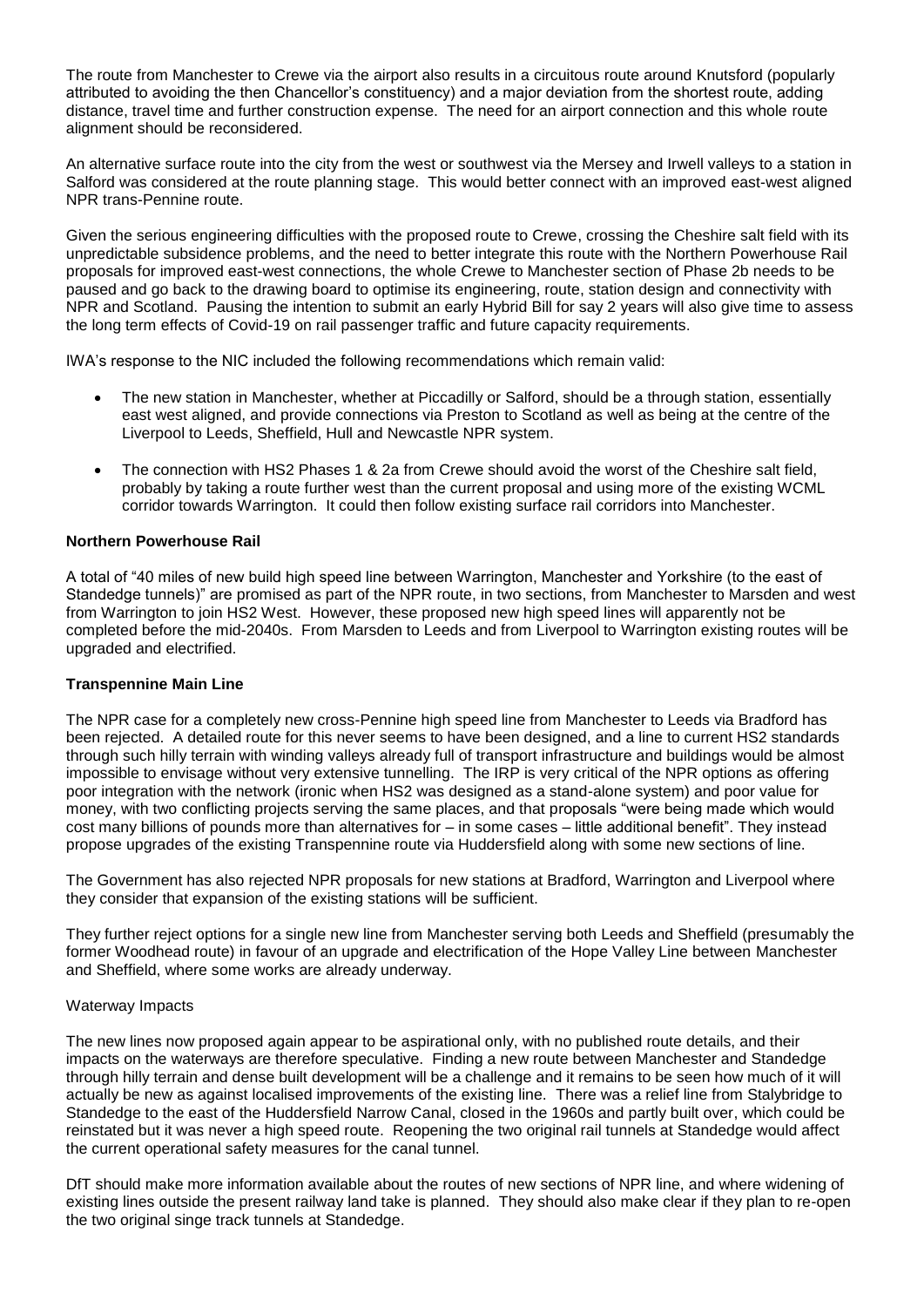The route from Manchester to Crewe via the airport also results in a circuitous route around Knutsford (popularly attributed to avoiding the then Chancellor's constituency) and a major deviation from the shortest route, adding distance, travel time and further construction expense. The need for an airport connection and this whole route alignment should be reconsidered.

An alternative surface route into the city from the west or southwest via the Mersey and Irwell valleys to a station in Salford was considered at the route planning stage. This would better connect with an improved east-west aligned NPR trans-Pennine route.

Given the serious engineering difficulties with the proposed route to Crewe, crossing the Cheshire salt field with its unpredictable subsidence problems, and the need to better integrate this route with the Northern Powerhouse Rail proposals for improved east-west connections, the whole Crewe to Manchester section of Phase 2b needs to be paused and go back to the drawing board to optimise its engineering, route, station design and connectivity with NPR and Scotland. Pausing the intention to submit an early Hybrid Bill for say 2 years will also give time to assess the long term effects of Covid-19 on rail passenger traffic and future capacity requirements.

IWA's response to the NIC included the following recommendations which remain valid:

- The new station in Manchester, whether at Piccadilly or Salford, should be a through station, essentially east west aligned, and provide connections via Preston to Scotland as well as being at the centre of the Liverpool to Leeds, Sheffield, Hull and Newcastle NPR system.
- The connection with HS2 Phases 1 & 2a from Crewe should avoid the worst of the Cheshire salt field, probably by taking a route further west than the current proposal and using more of the existing WCML corridor towards Warrington. It could then follow existing surface rail corridors into Manchester.

**Northern Powerhouse Rail**

A total of "40 miles of new build high speed line between Warrington, Manchester and Yorkshire (to the east of Standedge tunnels)" are promised as part of the NPR route, in two sections, from Manchester to Marsden and west from Warrington to join HS2 West. However, these proposed new high speed lines will apparently not be completed before the mid-2040s. From Marsden to Leeds and from Liverpool to Warrington existing routes will be upgraded and electrified.

**Transpennine Main Line**

The NPR case for a completely new cross-Pennine high speed line from Manchester to Leeds via Bradford has been rejected. A detailed route for this never seems to have been designed, and a line to current HS2 standards through such hilly terrain with winding valleys already full of transport infrastructure and buildings would be almost impossible to envisage without very extensive tunnelling. The IRP is very critical of the NPR options as offering poor integration with the network (ironic when HS2 was designed as a stand-alone system) and poor value for money, with two conflicting projects serving the same places, and that proposals "were being made which would cost many billions of pounds more than alternatives for – in some cases – little additional benefit". They instead propose upgrades of the existing Transpennine route via Huddersfield along with some new sections of line.

The Government has also rejected NPR proposals for new stations at Bradford, Warrington and Liverpool where they consider that expansion of the existing stations will be sufficient.

They further reject options for a single new line from Manchester serving both Leeds and Sheffield (presumably the former Woodhead route) in favour of an upgrade and electrification of the Hope Valley Line between Manchester and Sheffield, where some works are already underway.

Waterway Impacts

The new lines now proposed again appear to be aspirational only, with no published route details, and their impacts on the waterways are therefore speculative. Finding a new route between Manchester and Standedge through hilly terrain and dense built development will be a challenge and it remains to be seen how much of it will actually be new as against localised improvements of the existing line. There was a relief line from Stalybridge to Standedge to the east of the Huddersfield Narrow Canal, closed in the 1960s and partly built over, which could be reinstated but it was never a high speed route. Reopening the two original rail tunnels at Standedge would affect the current operational safety measures for the canal tunnel.

DfT should make more information available about the routes of new sections of NPR line, and where widening of existing lines outside the present railway land take is planned. They should also make clear if they plan to re-open the two original singe track tunnels at Standedge.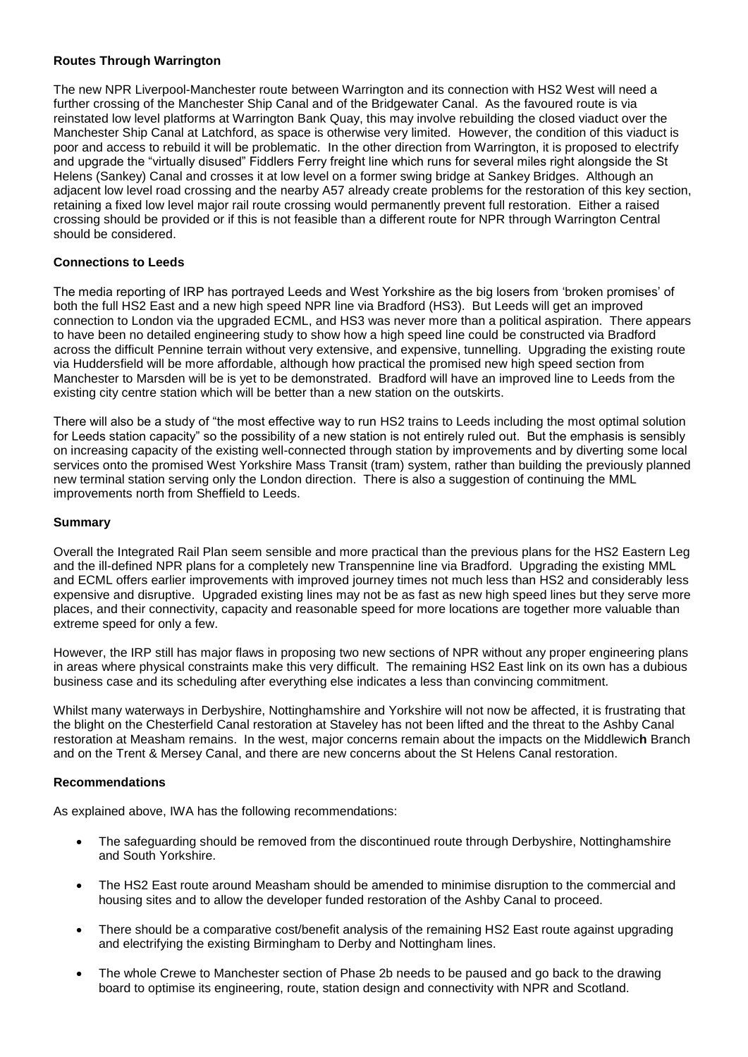**Routes Through Warrington**

The new NPR Liverpool-Manchester route between Warrington and its connection with HS2 West will need a further crossing of the Manchester Ship Canal and of the Bridgewater Canal. As the favoured route is via reinstated low level platforms at Warrington Bank Quay, this may involve rebuilding the closed viaduct over the Manchester Ship Canal at Latchford, as space is otherwise very limited. However, the condition of this viaduct is poor and access to rebuild it will be problematic. In the other direction from Warrington, it is proposed to electrify and upgrade the "virtually disused" Fiddlers Ferry freight line which runs for several miles right alongside the St Helens (Sankey) Canal and crosses it at low level on a former swing bridge at Sankey Bridges. Although an adjacent low level road crossing and the nearby A57 already create problems for the restoration of this key section, retaining a fixed low level major rail route crossing would permanently prevent full restoration. Either a raised crossing should be provided or if this is not feasible than a different route for NPR through Warrington Central should be considered.

**Connections to Leeds**

The media reporting of IRP has portrayed Leeds and West Yorkshire as the big losers from 'broken promises' of both the full HS2 East and a new high speed NPR line via Bradford (HS3). But Leeds will get an improved connection to London via the upgraded ECML, and HS3 was never more than a political aspiration. There appears to have been no detailed engineering study to show how a high speed line could be constructed via Bradford across the difficult Pennine terrain without very extensive, and expensive, tunnelling. Upgrading the existing route via Huddersfield will be more affordable, although how practical the promised new high speed section from Manchester to Marsden will be is yet to be demonstrated. Bradford will have an improved line to Leeds from the existing city centre station which will be better than a new station on the outskirts.

There will also be a study of "the most effective way to run HS2 trains to Leeds including the most optimal solution for Leeds station capacity" so the possibility of a new station is not entirely ruled out. But the emphasis is sensibly on increasing capacity of the existing well-connected through station by improvements and by diverting some local services onto the promised West Yorkshire Mass Transit (tram) system, rather than building the previously planned new terminal station serving only the London direction. There is also a suggestion of continuing the MML improvements north from Sheffield to Leeds.

**Summary**

Overall the Integrated Rail Plan seem sensible and more practical than the previous plans for the HS2 Eastern Leg and the ill-defined NPR plans for a completely new Transpennine line via Bradford. Upgrading the existing MML and ECML offers earlier improvements with improved journey times not much less than HS2 and considerably less expensive and disruptive. Upgraded existing lines may not be as fast as new high speed lines but they serve more places, and their connectivity, capacity and reasonable speed for more locations are together more valuable than extreme speed for only a few.

However, the IRP still has major flaws in proposing two new sections of NPR without any proper engineering plans in areas where physical constraints make this very difficult. The remaining HS2 East link on its own has a dubious business case and its scheduling after everything else indicates a less than convincing commitment.

Whilst many waterways in Derbyshire, Nottinghamshire and Yorkshire will not now be affected, it is frustrating that the blight on the Chesterfield Canal restoration at Staveley has not been lifted and the threat to the Ashby Canal restoration at Measham remains. In the west, major concerns remain about the impacts on the Middlewich Branch and on the Trent & Mersey Canal, and there are new concerns about the St Helens Canal restoration.

**Recommendations**

As explained above, IWA has the following recommendations:

- The safeguarding should be removed from the discontinued route through Derbyshire, Nottinghamshire and South Yorkshire.
- The HS2 East route around Measham should be amended to minimise disruption to the commercial and housing sites and to allow the developer funded restoration of the Ashby Canal to proceed.
- There should be a comparative cost/benefit analysis of the remaining HS2 East route against upgrading and electrifying the existing Birmingham to Derby and Nottingham lines.
- The whole Crewe to Manchester section of Phase 2b needs to be paused and go back to the drawing board to optimise its engineering, route, station design and connectivity with NPR and Scotland.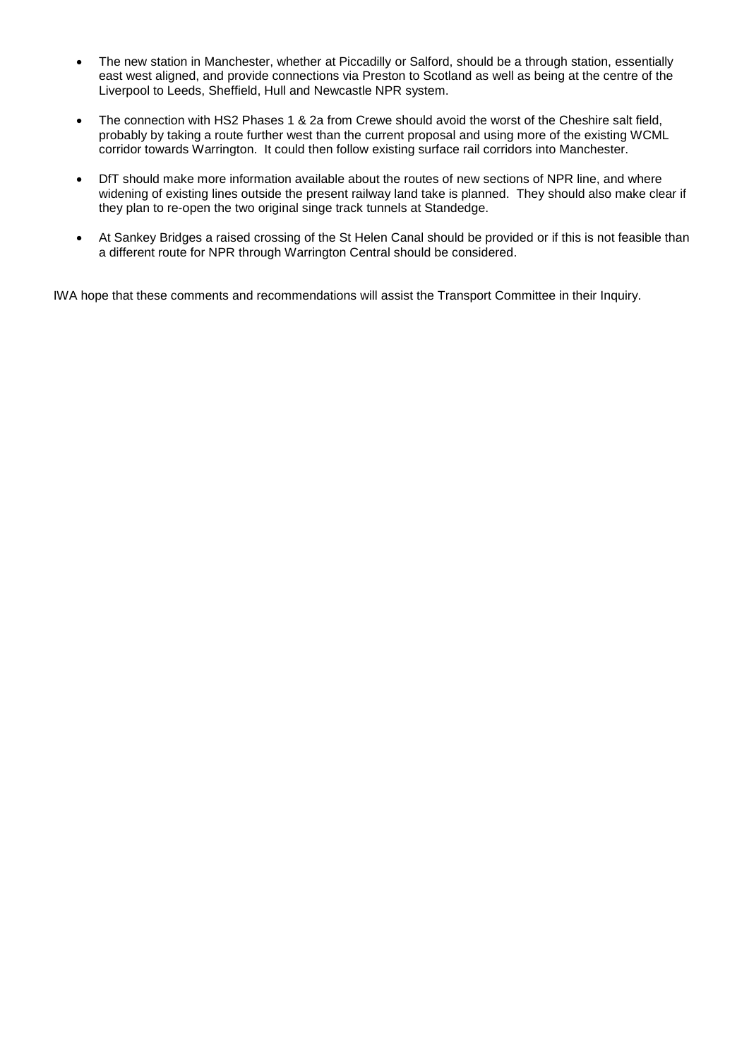- The new station in Manchester, whether at Piccadilly or Salford, should be a through station, essentially east west aligned, and provide connections via Preston to Scotland as well as being at the centre of the Liverpool to Leeds, Sheffield, Hull and Newcastle NPR system.

- The connection with HS2 Phases 1 & 2a from Crewe should avoid the worst of the Cheshire salt field, probably by taking a route further west than the current proposal and using more of the existing WCML corridor towards Warrington. It could then follow existing surface rail corridors into Manchester.

- DfT should make more information available about the routes of new sections of NPR line, and where widening of existing lines outside the present railway land take is planned. They should also make clear if they plan to re-open the two original singe track tunnels at Standedge.

- At Sankey Bridges a raised crossing of the St Helen Canal should be provided or if this is not feasible than a different route for NPR through Warrington Central should be considered.

IWA hope that these comments and recommendations will assist the Transport Committee in their Inquiry.